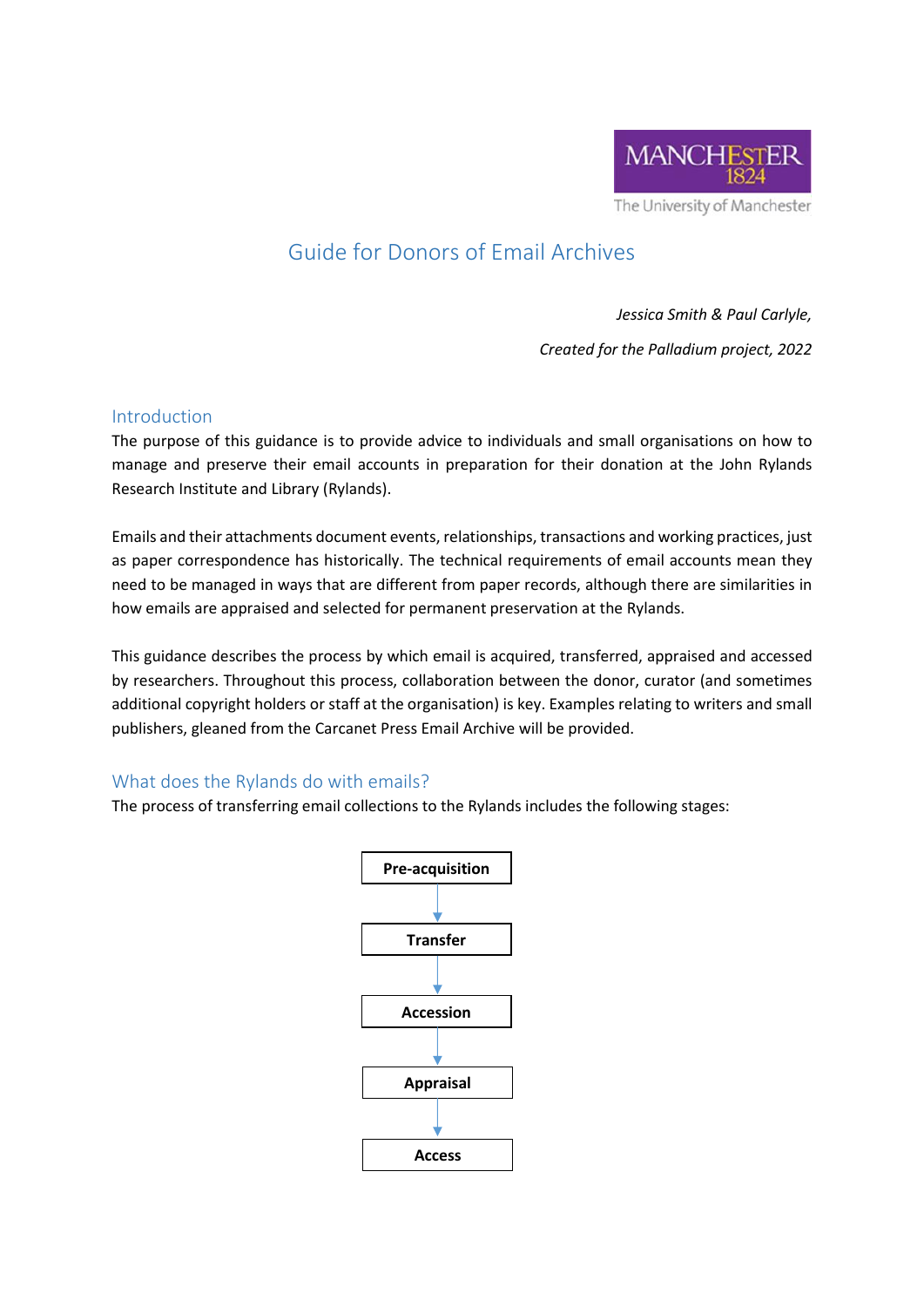# Guide for Donors of Email Archives

*Jessica Smith & Paul Carlyle,*

*Created for the Palladium project, 2022*

## Introduction

The purpose of this guidance is to provide advice to individuals and small organisations on how to manage and preserve their email accounts in preparation for their donation at the John Rylands Research Institute and Library (Rylands).

Emails and their attachments document events, relationships, transactions and working practices, just as paper correspondence has historically. The technical requirements of email accounts mean they need to be managed in ways that are different from paper records, although there are similarities in how emails are appraised and selected for permanent preservation at the Rylands.

This guidance describes the process by which email is acquired, transferred, appraised and accessed by researchers. Throughout this process, collaboration between the donor, curator (and sometimes additional copyright holders or staff at the organisation) is key. Examples relating to writers and small publishers, gleaned from the Carcanet Press Email Archive will be provided.

## What does the Rylands do with emails?

The process of transferring email collections to the Rylands includes the following stages:

**Pre-acquisition** → **Transfer** → **Accession** → **Appraisal** → **Access**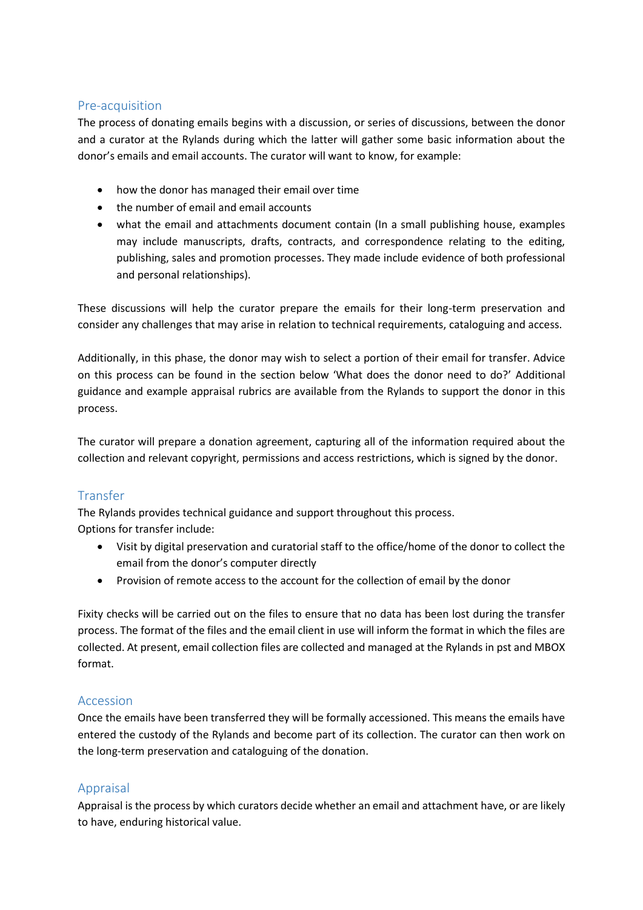## Pre-acquisition

The process of donating emails begins with a discussion, or series of discussions, between the donor and a curator at the Rylands during which the latter will gather some basic information about the donor's emails and email accounts. The curator will want to know, for example:

- how the donor has managed their email over time
- the number of email and email accounts
- what the email and attachments document contain (In a small publishing house, examples may include manuscripts, drafts, contracts, and correspondence relating to the editing, publishing, sales and promotion processes. They made include evidence of both professional and personal relationships).

These discussions will help the curator prepare the emails for their long-term preservation and consider any challenges that may arise in relation to technical requirements, cataloguing and access.

Additionally, in this phase, the donor may wish to select a portion of their email for transfer. Advice on this process can be found in the section below 'What does the donor need to do?' Additional guidance and example appraisal rubrics are available from the Rylands to support the donor in this process.

The curator will prepare a donation agreement, capturing all of the information required about the collection and relevant copyright, permissions and access restrictions, which is signed by the donor.

## Transfer

The Rylands provides technical guidance and support throughout this process.
Options for transfer include:

- Visit by digital preservation and curatorial staff to the office/home of the donor to collect the email from the donor's computer directly
- Provision of remote access to the account for the collection of email by the donor

Fixity checks will be carried out on the files to ensure that no data has been lost during the transfer process. The format of the files and the email client in use will inform the format in which the files are collected. At present, email collection files are collected and managed at the Rylands in pst and MBOX format.

## Accession

Once the emails have been transferred they will be formally accessioned. This means the emails have entered the custody of the Rylands and become part of its collection. The curator can then work on the long-term preservation and cataloguing of the donation.

## Appraisal

Appraisal is the process by which curators decide whether an email and attachment have, or are likely to have, enduring historical value.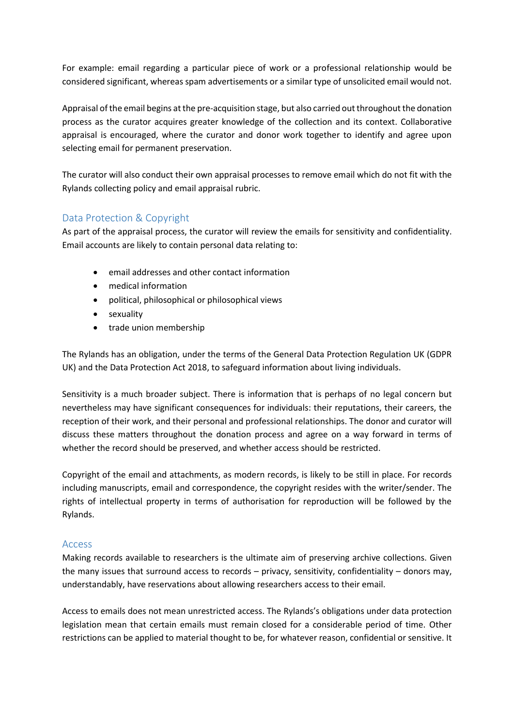For example: email regarding a particular piece of work or a professional relationship would be considered significant, whereas spam advertisements or a similar type of unsolicited email would not.

Appraisal of the email begins at the pre-acquisition stage, but also carried out throughout the donation process as the curator acquires greater knowledge of the collection and its context. Collaborative appraisal is encouraged, where the curator and donor work together to identify and agree upon selecting email for permanent preservation.

The curator will also conduct their own appraisal processes to remove email which do not fit with the Rylands collecting policy and email appraisal rubric.

## Data Protection & Copyright

As part of the appraisal process, the curator will review the emails for sensitivity and confidentiality. Email accounts are likely to contain personal data relating to:

- email addresses and other contact information
- medical information
- political, philosophical or philosophical views
- sexuality
- trade union membership

The Rylands has an obligation, under the terms of the General Data Protection Regulation UK (GDPR UK) and the Data Protection Act 2018, to safeguard information about living individuals.

Sensitivity is a much broader subject. There is information that is perhaps of no legal concern but nevertheless may have significant consequences for individuals: their reputations, their careers, the reception of their work, and their personal and professional relationships. The donor and curator will discuss these matters throughout the donation process and agree on a way forward in terms of whether the record should be preserved, and whether access should be restricted.

Copyright of the email and attachments, as modern records, is likely to be still in place. For records including manuscripts, email and correspondence, the copyright resides with the writer/sender. The rights of intellectual property in terms of authorisation for reproduction will be followed by the Rylands.

## Access

Making records available to researchers is the ultimate aim of preserving archive collections. Given the many issues that surround access to records – privacy, sensitivity, confidentiality – donors may, understandably, have reservations about allowing researchers access to their email.

Access to emails does not mean unrestricted access. The Rylands's obligations under data protection legislation mean that certain emails must remain closed for a considerable period of time. Other restrictions can be applied to material thought to be, for whatever reason, confidential or sensitive. It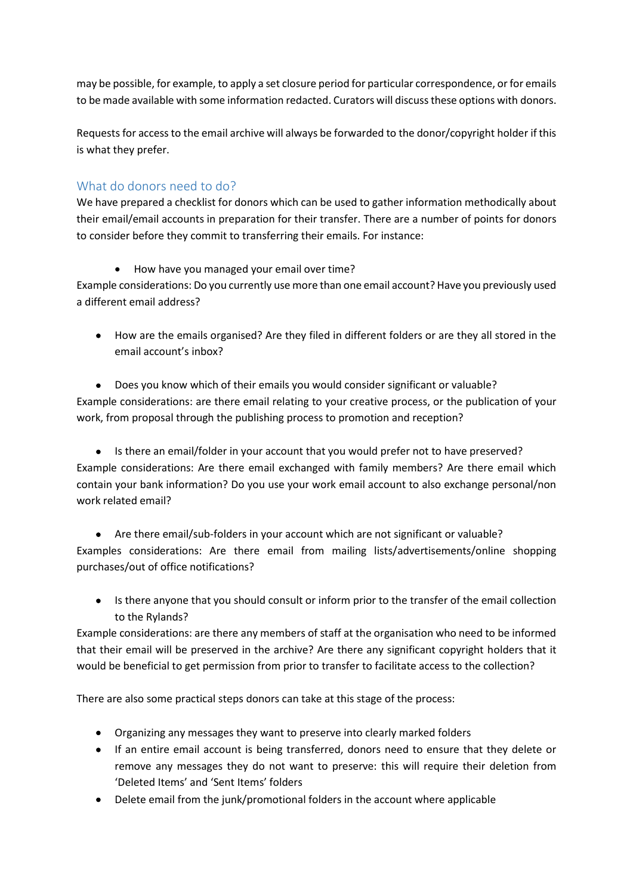may be possible, for example, to apply a set closure period for particular correspondence, or for emails to be made available with some information redacted. Curators will discuss these options with donors.

Requests for access to the email archive will always be forwarded to the donor/copyright holder if this is what they prefer.

## What do donors need to do?

We have prepared a checklist for donors which can be used to gather information methodically about their email/email accounts in preparation for their transfer. There are a number of points for donors to consider before they commit to transferring their emails. For instance:

- How have you managed your email over time?

Example considerations: Do you currently use more than one email account? Have you previously used a different email address?

- How are the emails organised? Are they filed in different folders or are they all stored in the email account's inbox?

- Does you know which of their emails you would consider significant or valuable?

Example considerations: are there email relating to your creative process, or the publication of your work, from proposal through the publishing process to promotion and reception?

- Is there an email/folder in your account that you would prefer not to have preserved?

Example considerations: Are there email exchanged with family members? Are there email which contain your bank information? Do you use your work email account to also exchange personal/non work related email?

- Are there email/sub-folders in your account which are not significant or valuable?

Examples considerations: Are there email from mailing lists/advertisements/online shopping purchases/out of office notifications?

- Is there anyone that you should consult or inform prior to the transfer of the email collection to the Rylands?

Example considerations: are there any members of staff at the organisation who need to be informed that their email will be preserved in the archive? Are there any significant copyright holders that it would be beneficial to get permission from prior to transfer to facilitate access to the collection?

There are also some practical steps donors can take at this stage of the process:

- Organizing any messages they want to preserve into clearly marked folders
- If an entire email account is being transferred, donors need to ensure that they delete or remove any messages they do not want to preserve: this will require their deletion from 'Deleted Items' and 'Sent Items' folders
- Delete email from the junk/promotional folders in the account where applicable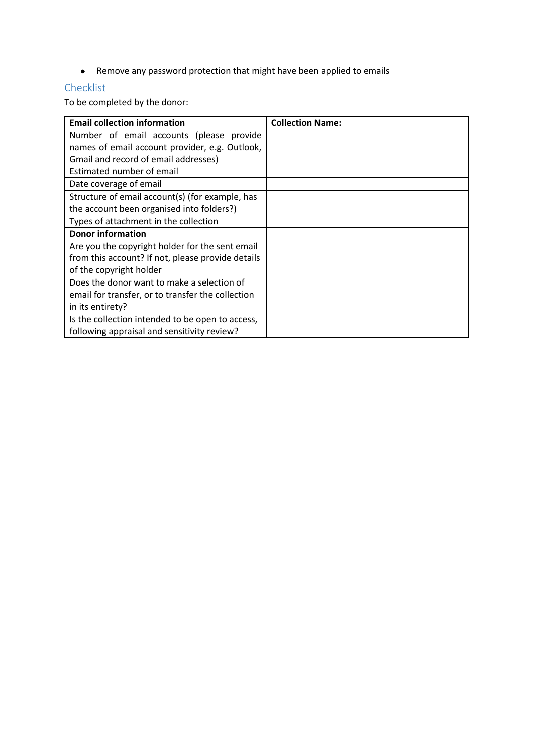- Remove any password protection that might have been applied to emails

## Checklist

To be completed by the donor:

| **Email collection information** | **Collection Name:** |
|---|---|
| Number of email accounts (please provide names of email account provider, e.g. Outlook, Gmail and record of email addresses) | |
| Estimated number of email | |
| Date coverage of email | |
| Structure of email account(s) (for example, has the account been organised into folders?) | |
| Types of attachment in the collection | |
| **Donor information** | |
| Are you the copyright holder for the sent email from this account? If not, please provide details of the copyright holder | |
| Does the donor want to make a selection of email for transfer, or to transfer the collection in its entirety? | |
| Is the collection intended to be open to access, following appraisal and sensitivity review? | |